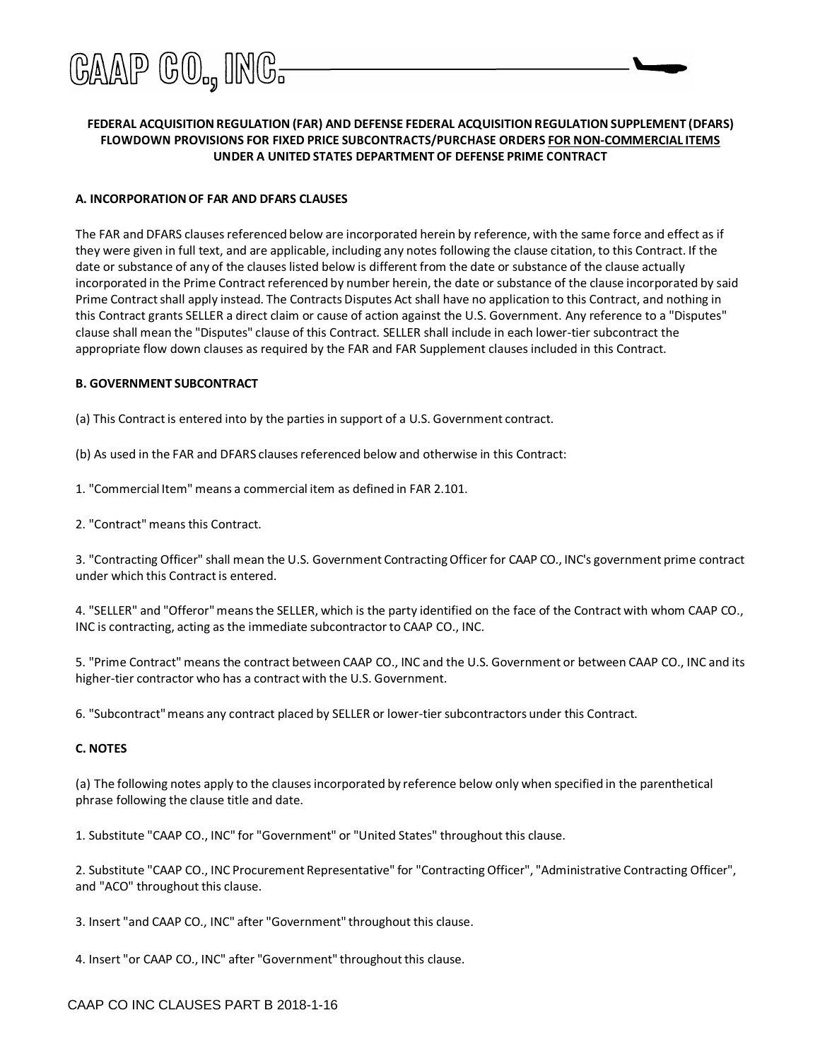# CAAP CO., INC.

**FEDERAL ACQUISITION REGULATION (FAR) AND DEFENSE FEDERAL ACQUISITION REGULATION SUPPLEMENT (DFARS) FLOWDOWN PROVISIONS FOR FIXED PRICE SUBCONTRACTS/PURCHASE ORDERS <u>FOR NON-COMMERCIAL ITEMS</u> UNDER A UNITED STATES DEPARTMENT OF DEFENSE PRIME CONTRACT**

### A. INCORPORATION OF FAR AND DFARS CLAUSES

The FAR and DFARS clauses referenced below are incorporated herein by reference, with the same force and effect as if they were given in full text, and are applicable, including any notes following the clause citation, to this Contract. If the date or substance of any of the clauses listed below is different from the date or substance of the clause actually incorporated in the Prime Contract referenced by number herein, the date or substance of the clause incorporated by said Prime Contract shall apply instead. The Contracts Disputes Act shall have no application to this Contract, and nothing in this Contract grants SELLER a direct claim or cause of action against the U.S. Government. Any reference to a "Disputes" clause shall mean the "Disputes" clause of this Contract. SELLER shall include in each lower-tier subcontract the appropriate flow down clauses as required by the FAR and FAR Supplement clauses included in this Contract.

### B. GOVERNMENT SUBCONTRACT

(a) This Contract is entered into by the parties in support of a U.S. Government contract.

(b) As used in the FAR and DFARS clauses referenced below and otherwise in this Contract:

1. "Commercial Item" means a commercial item as defined in FAR 2.101.

2. "Contract" means this Contract.

3. "Contracting Officer" shall mean the U.S. Government Contracting Officer for CAAP CO., INC's government prime contract under which this Contract is entered.

4. "SELLER" and "Offeror" means the SELLER, which is the party identified on the face of the Contract with whom CAAP CO., INC is contracting, acting as the immediate subcontractor to CAAP CO., INC.

5. "Prime Contract" means the contract between CAAP CO., INC and the U.S. Government or between CAAP CO., INC and its higher-tier contractor who has a contract with the U.S. Government.

6. "Subcontract" means any contract placed by SELLER or lower-tier subcontractors under this Contract.

### C. NOTES

(a) The following notes apply to the clauses incorporated by reference below only when specified in the parenthetical phrase following the clause title and date.

1. Substitute "CAAP CO., INC" for "Government" or "United States" throughout this clause.

2. Substitute "CAAP CO., INC Procurement Representative" for "Contracting Officer", "Administrative Contracting Officer", and "ACO" throughout this clause.

3. Insert "and CAAP CO., INC" after "Government" throughout this clause.

4. Insert "or CAAP CO., INC" after "Government" throughout this clause.

CAAP CO INC CLAUSES PART B 2018-1-16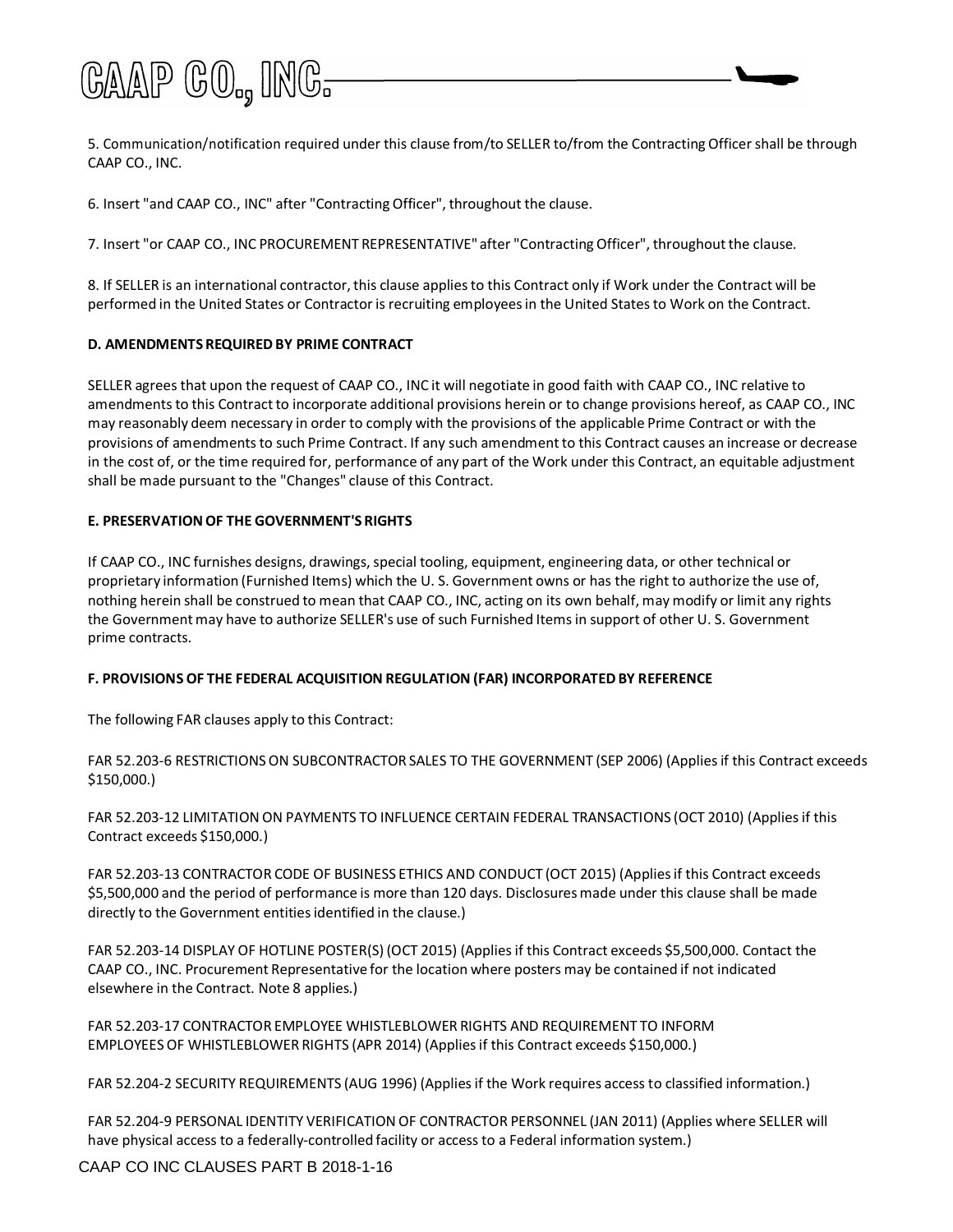5. Communication/notification required under this clause from/to SELLER to/from the Contracting Officer shall be through CAAP CO., INC.

6. Insert "and CAAP CO., INC" after "Contracting Officer", throughout the clause.

7. Insert "or CAAP CO., INC PROCUREMENT REPRESENTATIVE" after "Contracting Officer", throughout the clause.

8. If SELLER is an international contractor, this clause applies to this Contract only if Work under the Contract will be performed in the United States or Contractor is recruiting employees in the United States to Work on the Contract.

**D. AMENDMENTS REQUIRED BY PRIME CONTRACT**

SELLER agrees that upon the request of CAAP CO., INC it will negotiate in good faith with CAAP CO., INC relative to amendments to this Contract to incorporate additional provisions herein or to change provisions hereof, as CAAP CO., INC may reasonably deem necessary in order to comply with the provisions of the applicable Prime Contract or with the provisions of amendments to such Prime Contract. If any such amendment to this Contract causes an increase or decrease in the cost of, or the time required for, performance of any part of the Work under this Contract, an equitable adjustment shall be made pursuant to the "Changes" clause of this Contract.

**E. PRESERVATION OF THE GOVERNMENT'S RIGHTS**

If CAAP CO., INC furnishes designs, drawings, special tooling, equipment, engineering data, or other technical or proprietary information (Furnished Items) which the U. S. Government owns or has the right to authorize the use of, nothing herein shall be construed to mean that CAAP CO., INC, acting on its own behalf, may modify or limit any rights the Government may have to authorize SELLER's use of such Furnished Items in support of other U. S. Government prime contracts.

**F. PROVISIONS OF THE FEDERAL ACQUISITION REGULATION (FAR) INCORPORATED BY REFERENCE**

The following FAR clauses apply to this Contract:

FAR 52.203-6 RESTRICTIONS ON SUBCONTRACTOR SALES TO THE GOVERNMENT (SEP 2006) (Applies if this Contract exceeds $150,000.)

FAR 52.203-12 LIMITATION ON PAYMENTS TO INFLUENCE CERTAIN FEDERAL TRANSACTIONS (OCT 2010) (Applies if this Contract exceeds $150,000.)

FAR 52.203-13 CONTRACTOR CODE OF BUSINESS ETHICS AND CONDUCT (OCT 2015) (Applies if this Contract exceeds $5,500,000 and the period of performance is more than 120 days. Disclosures made under this clause shall be made directly to the Government entities identified in the clause.)

FAR 52.203-14 DISPLAY OF HOTLINE POSTER(S) (OCT 2015) (Applies if this Contract exceeds $5,500,000. Contact the CAAP CO., INC. Procurement Representative for the location where posters may be contained if not indicated elsewhere in the Contract. Note 8 applies.)

FAR 52.203-17 CONTRACTOR EMPLOYEE WHISTLEBLOWER RIGHTS AND REQUIREMENT TO INFORM EMPLOYEES OF WHISTLEBLOWER RIGHTS (APR 2014) (Applies if this Contract exceeds $150,000.)

FAR 52.204-2 SECURITY REQUIREMENTS (AUG 1996) (Applies if the Work requires access to classified information.)

FAR 52.204-9 PERSONAL IDENTITY VERIFICATION OF CONTRACTOR PERSONNEL (JAN 2011) (Applies where SELLER will have physical access to a federally-controlled facility or access to a Federal information system.)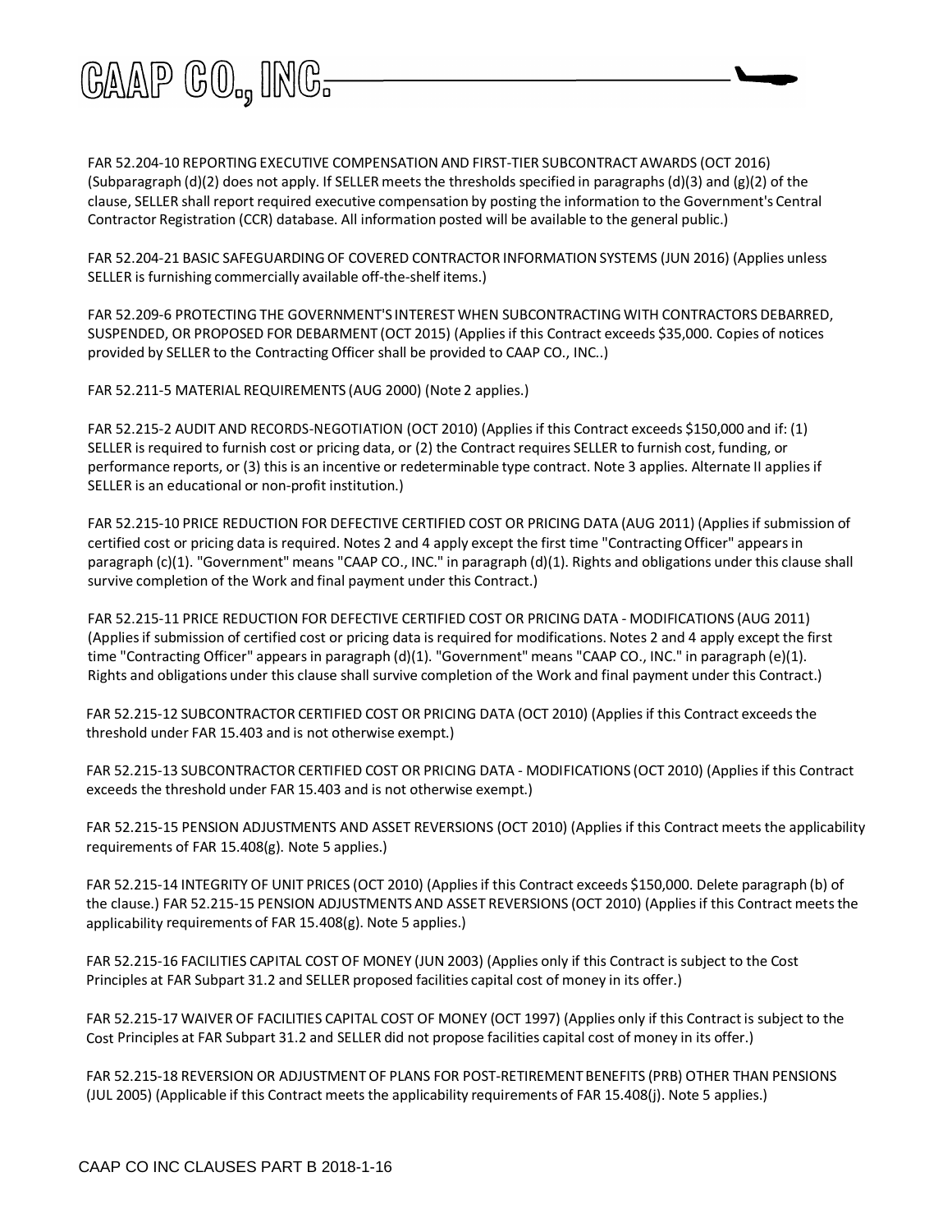FAR 52.204-10 REPORTING EXECUTIVE COMPENSATION AND FIRST-TIER SUBCONTRACT AWARDS (OCT 2016) (Subparagraph (d)(2) does not apply. If SELLER meets the thresholds specified in paragraphs (d)(3) and (g)(2) of the clause, SELLER shall report required executive compensation by posting the information to the Government's Central Contractor Registration (CCR) database. All information posted will be available to the general public.)

FAR 52.204-21 BASIC SAFEGUARDING OF COVERED CONTRACTOR INFORMATION SYSTEMS (JUN 2016) (Applies unless SELLER is furnishing commercially available off-the-shelf items.)

FAR 52.209-6 PROTECTING THE GOVERNMENT'S INTEREST WHEN SUBCONTRACTING WITH CONTRACTORS DEBARRED, SUSPENDED, OR PROPOSED FOR DEBARMENT (OCT 2015) (Applies if this Contract exceeds $35,000. Copies of notices provided by SELLER to the Contracting Officer shall be provided to CAAP CO., INC..)

FAR 52.211-5 MATERIAL REQUIREMENTS (AUG 2000) (Note 2 applies.)

FAR 52.215-2 AUDIT AND RECORDS-NEGOTIATION (OCT 2010) (Applies if this Contract exceeds $150,000 and if: (1) SELLER is required to furnish cost or pricing data, or (2) the Contract requires SELLER to furnish cost, funding, or performance reports, or (3) this is an incentive or redeterminable type contract. Note 3 applies. Alternate II applies if SELLER is an educational or non-profit institution.)

FAR 52.215-10 PRICE REDUCTION FOR DEFECTIVE CERTIFIED COST OR PRICING DATA (AUG 2011) (Applies if submission of certified cost or pricing data is required. Notes 2 and 4 apply except the first time "Contracting Officer" appears in paragraph (c)(1). "Government" means "CAAP CO., INC." in paragraph (d)(1). Rights and obligations under this clause shall survive completion of the Work and final payment under this Contract.)

FAR 52.215-11 PRICE REDUCTION FOR DEFECTIVE CERTIFIED COST OR PRICING DATA - MODIFICATIONS (AUG 2011) (Applies if submission of certified cost or pricing data is required for modifications. Notes 2 and 4 apply except the first time "Contracting Officer" appears in paragraph (d)(1). "Government" means "CAAP CO., INC." in paragraph (e)(1). Rights and obligations under this clause shall survive completion of the Work and final payment under this Contract.)

FAR 52.215-12 SUBCONTRACTOR CERTIFIED COST OR PRICING DATA (OCT 2010) (Applies if this Contract exceeds the threshold under FAR 15.403 and is not otherwise exempt.)

FAR 52.215-13 SUBCONTRACTOR CERTIFIED COST OR PRICING DATA - MODIFICATIONS (OCT 2010) (Applies if this Contract exceeds the threshold under FAR 15.403 and is not otherwise exempt.)

FAR 52.215-15 PENSION ADJUSTMENTS AND ASSET REVERSIONS (OCT 2010) (Applies if this Contract meets the applicability requirements of FAR 15.408(g). Note 5 applies.)

FAR 52.215-14 INTEGRITY OF UNIT PRICES (OCT 2010) (Applies if this Contract exceeds $150,000. Delete paragraph (b) of the clause.) FAR 52.215-15 PENSION ADJUSTMENTS AND ASSET REVERSIONS (OCT 2010) (Applies if this Contract meets the applicability requirements of FAR 15.408(g). Note 5 applies.)

FAR 52.215-16 FACILITIES CAPITAL COST OF MONEY (JUN 2003) (Applies only if this Contract is subject to the Cost Principles at FAR Subpart 31.2 and SELLER proposed facilities capital cost of money in its offer.)

FAR 52.215-17 WAIVER OF FACILITIES CAPITAL COST OF MONEY (OCT 1997) (Applies only if this Contract is subject to the Cost Principles at FAR Subpart 31.2 and SELLER did not propose facilities capital cost of money in its offer.)

FAR 52.215-18 REVERSION OR ADJUSTMENT OF PLANS FOR POST-RETIREMENT BENEFITS (PRB) OTHER THAN PENSIONS (JUL 2005) (Applicable if this Contract meets the applicability requirements of FAR 15.408(j). Note 5 applies.)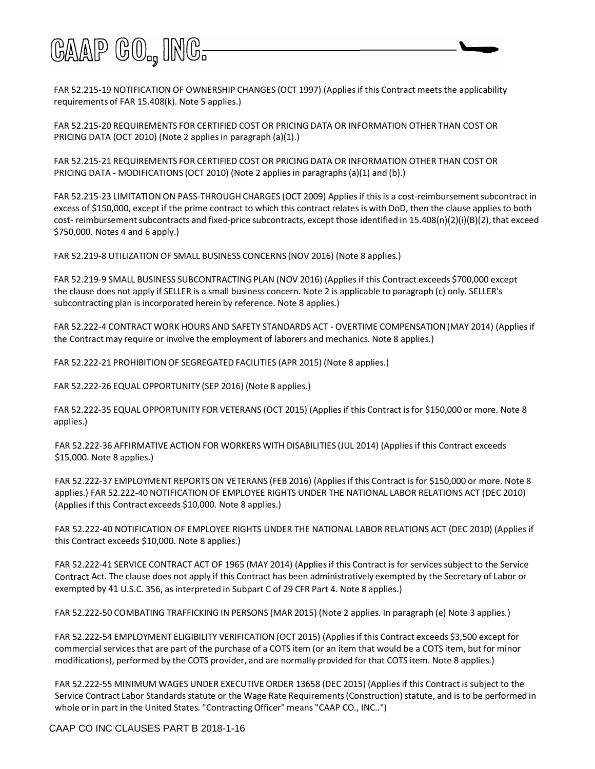FAR 52.215-19 NOTIFICATION OF OWNERSHIP CHANGES (OCT 1997) (Applies if this Contract meets the applicability requirements of FAR 15.408(k). Note 5 applies.)

FAR 52.215-20 REQUIREMENTS FOR CERTIFIED COST OR PRICING DATA OR INFORMATION OTHER THAN COST OR PRICING DATA (OCT 2010) (Note 2 applies in paragraph (a)(1).)

FAR 52.215-21 REQUIREMENTS FOR CERTIFIED COST OR PRICING DATA OR INFORMATION OTHER THAN COST OR PRICING DATA - MODIFICATIONS (OCT 2010) (Note 2 applies in paragraphs (a)(1) and (b).)

FAR 52.215-23 LIMITATION ON PASS-THROUGH CHARGES (OCT 2009) Applies if this is a cost-reimbursement subcontract in excess of $150,000, except if the prime contract to which this contract relates is with DoD, then the clause applies to both cost- reimbursement subcontracts and fixed-price subcontracts, except those identified in 15.408(n)(2)(i)(B)(2), that exceed $750,000. Notes 4 and 6 apply.)

FAR 52.219-8 UTILIZATION OF SMALL BUSINESS CONCERNS (NOV 2016) (Note 8 applies.)

FAR 52.219-9 SMALL BUSINESS SUBCONTRACTING PLAN (NOV 2016) (Applies if this Contract exceeds $700,000 except the clause does not apply if SELLER is a small business concern. Note 2 is applicable to paragraph (c) only. SELLER's subcontracting plan is incorporated herein by reference. Note 8 applies.)

FAR 52.222-4 CONTRACT WORK HOURS AND SAFETY STANDARDS ACT - OVERTIME COMPENSATION (MAY 2014) (Applies if the Contract may require or involve the employment of laborers and mechanics. Note 8 applies.)

FAR 52.222-21 PROHIBITION OF SEGREGATED FACILITIES (APR 2015) (Note 8 applies.)

FAR 52.222-26 EQUAL OPPORTUNITY (SEP 2016) (Note 8 applies.)

FAR 52.222-35 EQUAL OPPORTUNITY FOR VETERANS (OCT 2015) (Applies if this Contract is for $150,000 or more. Note 8 applies.)

FAR 52.222-36 AFFIRMATIVE ACTION FOR WORKERS WITH DISABILITIES (JUL 2014) (Applies if this Contract exceeds $15,000. Note 8 applies.)

FAR 52.222-37 EMPLOYMENT REPORTS ON VETERANS (FEB 2016) (Applies if this Contract is for $150,000 or more. Note 8 applies.) FAR 52.222-40 NOTIFICATION OF EMPLOYEE RIGHTS UNDER THE NATIONAL LABOR RELATIONS ACT (DEC 2010) (Applies if this Contract exceeds $10,000. Note 8 applies.)

FAR 52.222-40 NOTIFICATION OF EMPLOYEE RIGHTS UNDER THE NATIONAL LABOR RELATIONS ACT (DEC 2010) (Applies if this Contract exceeds $10,000. Note 8 applies.)

FAR 52.222-41 SERVICE CONTRACT ACT OF 1965 (MAY 2014) (Applies if this Contract is for services subject to the Service Contract Act. The clause does not apply if this Contract has been administratively exempted by the Secretary of Labor or exempted by 41 U.S.C. 356, as interpreted in Subpart C of 29 CFR Part 4. Note 8 applies.)

FAR 52.222-50 COMBATING TRAFFICKING IN PERSONS (MAR 2015) (Note 2 applies. In paragraph (e) Note 3 applies.)

FAR 52.222-54 EMPLOYMENT ELIGIBILITY VERIFICATION (OCT 2015) (Applies if this Contract exceeds $3,500 except for commercial services that are part of the purchase of a COTS item (or an item that would be a COTS item, but for minor modifications), performed by the COTS provider, and are normally provided for that COTS item. Note 8 applies.)

FAR 52.222-55 MINIMUM WAGES UNDER EXECUTIVE ORDER 13658 (DEC 2015) (Applies if this Contract is subject to the Service Contract Labor Standards statute or the Wage Rate Requirements (Construction) statute, and is to be performed in whole or in part in the United States. "Contracting Officer" means "CAAP CO., INC..")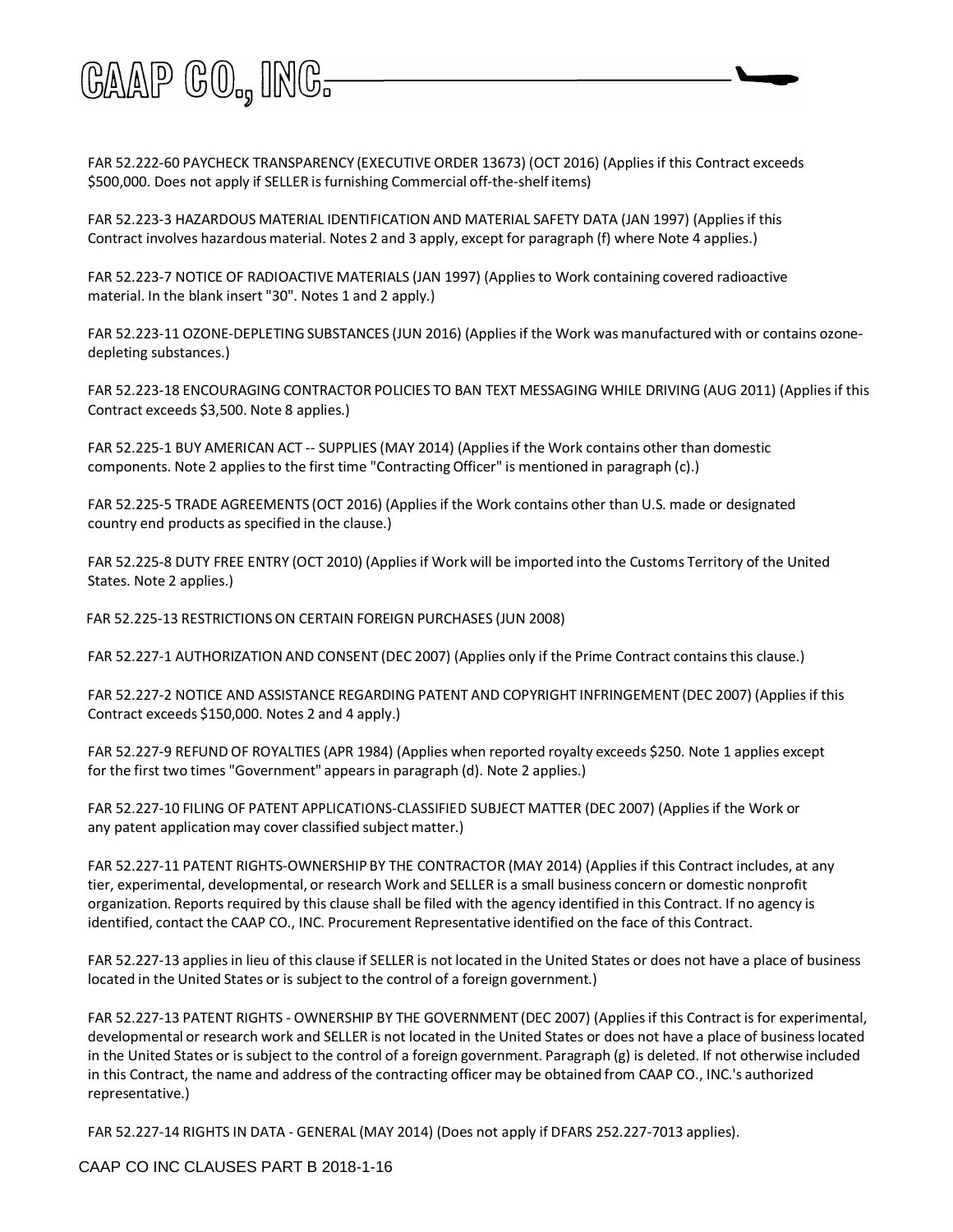FAR 52.222-60 PAYCHECK TRANSPARENCY (EXECUTIVE ORDER 13673) (OCT 2016) (Applies if this Contract exceeds $500,000. Does not apply if SELLER is furnishing Commercial off-the-shelf items)

FAR 52.223-3 HAZARDOUS MATERIAL IDENTIFICATION AND MATERIAL SAFETY DATA (JAN 1997) (Applies if this Contract involves hazardous material. Notes 2 and 3 apply, except for paragraph (f) where Note 4 applies.)

FAR 52.223-7 NOTICE OF RADIOACTIVE MATERIALS (JAN 1997) (Applies to Work containing covered radioactive material. In the blank insert "30". Notes 1 and 2 apply.)

FAR 52.223-11 OZONE-DEPLETING SUBSTANCES (JUN 2016) (Applies if the Work was manufactured with or contains ozone-depleting substances.)

FAR 52.223-18 ENCOURAGING CONTRACTOR POLICIES TO BAN TEXT MESSAGING WHILE DRIVING (AUG 2011) (Applies if this Contract exceeds $3,500. Note 8 applies.)

FAR 52.225-1 BUY AMERICAN ACT -- SUPPLIES (MAY 2014) (Applies if the Work contains other than domestic components. Note 2 applies to the first time "Contracting Officer" is mentioned in paragraph (c).)

FAR 52.225-5 TRADE AGREEMENTS (OCT 2016) (Applies if the Work contains other than U.S. made or designated country end products as specified in the clause.)

FAR 52.225-8 DUTY FREE ENTRY (OCT 2010) (Applies if Work will be imported into the Customs Territory of the United States. Note 2 applies.)

FAR 52.225-13 RESTRICTIONS ON CERTAIN FOREIGN PURCHASES (JUN 2008)

FAR 52.227-1 AUTHORIZATION AND CONSENT (DEC 2007) (Applies only if the Prime Contract contains this clause.)

FAR 52.227-2 NOTICE AND ASSISTANCE REGARDING PATENT AND COPYRIGHT INFRINGEMENT (DEC 2007) (Applies if this Contract exceeds $150,000. Notes 2 and 4 apply.)

FAR 52.227-9 REFUND OF ROYALTIES (APR 1984) (Applies when reported royalty exceeds $250. Note 1 applies except for the first two times "Government" appears in paragraph (d). Note 2 applies.)

FAR 52.227-10 FILING OF PATENT APPLICATIONS-CLASSIFIED SUBJECT MATTER (DEC 2007) (Applies if the Work or any patent application may cover classified subject matter.)

FAR 52.227-11 PATENT RIGHTS-OWNERSHIP BY THE CONTRACTOR (MAY 2014) (Applies if this Contract includes, at any tier, experimental, developmental, or research Work and SELLER is a small business concern or domestic nonprofit organization. Reports required by this clause shall be filed with the agency identified in this Contract. If no agency is identified, contact the CAAP CO., INC. Procurement Representative identified on the face of this Contract.

FAR 52.227-13 applies in lieu of this clause if SELLER is not located in the United States or does not have a place of business located in the United States or is subject to the control of a foreign government.)

FAR 52.227-13 PATENT RIGHTS - OWNERSHIP BY THE GOVERNMENT (DEC 2007) (Applies if this Contract is for experimental, developmental or research work and SELLER is not located in the United States or does not have a place of business located in the United States or is subject to the control of a foreign government. Paragraph (g) is deleted. If not otherwise included in this Contract, the name and address of the contracting officer may be obtained from CAAP CO., INC.'s authorized representative.)

FAR 52.227-14 RIGHTS IN DATA - GENERAL (MAY 2014) (Does not apply if DFARS 252.227-7013 applies).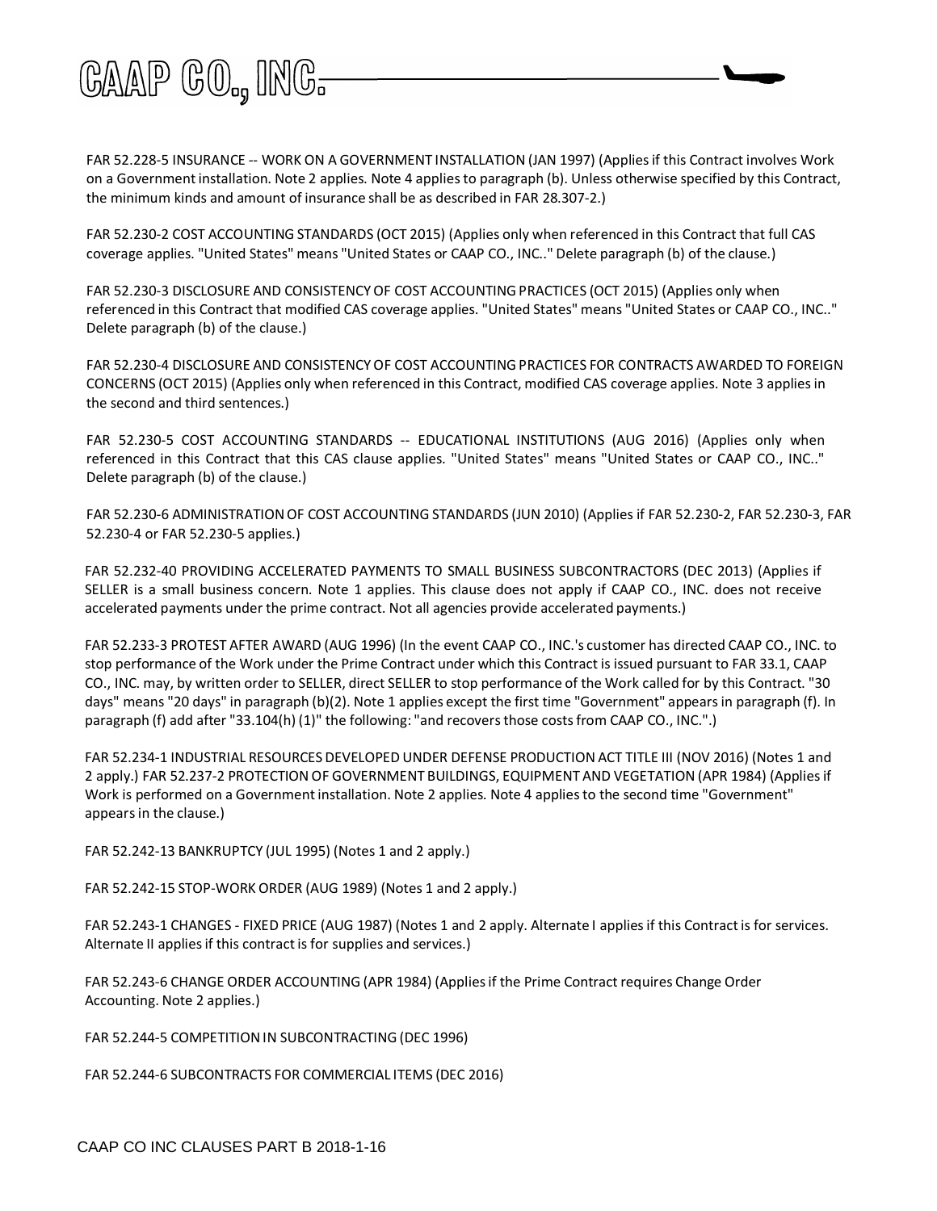FAR 52.228-5 INSURANCE -- WORK ON A GOVERNMENT INSTALLATION (JAN 1997) (Applies if this Contract involves Work on a Government installation. Note 2 applies. Note 4 applies to paragraph (b). Unless otherwise specified by this Contract, the minimum kinds and amount of insurance shall be as described in FAR 28.307-2.)

FAR 52.230-2 COST ACCOUNTING STANDARDS (OCT 2015) (Applies only when referenced in this Contract that full CAS coverage applies. "United States" means "United States or CAAP CO., INC.." Delete paragraph (b) of the clause.)

FAR 52.230-3 DISCLOSURE AND CONSISTENCY OF COST ACCOUNTING PRACTICES (OCT 2015) (Applies only when referenced in this Contract that modified CAS coverage applies. "United States" means "United States or CAAP CO., INC.." Delete paragraph (b) of the clause.)

FAR 52.230-4 DISCLOSURE AND CONSISTENCY OF COST ACCOUNTING PRACTICES FOR CONTRACTS AWARDED TO FOREIGN CONCERNS (OCT 2015) (Applies only when referenced in this Contract, modified CAS coverage applies. Note 3 applies in the second and third sentences.)

FAR 52.230-5 COST ACCOUNTING STANDARDS -- EDUCATIONAL INSTITUTIONS (AUG 2016) (Applies only when referenced in this Contract that this CAS clause applies. "United States" means "United States or CAAP CO., INC.." Delete paragraph (b) of the clause.)

FAR 52.230-6 ADMINISTRATION OF COST ACCOUNTING STANDARDS (JUN 2010) (Applies if FAR 52.230-2, FAR 52.230-3, FAR 52.230-4 or FAR 52.230-5 applies.)

FAR 52.232-40 PROVIDING ACCELERATED PAYMENTS TO SMALL BUSINESS SUBCONTRACTORS (DEC 2013) (Applies if SELLER is a small business concern. Note 1 applies. This clause does not apply if CAAP CO., INC. does not receive accelerated payments under the prime contract. Not all agencies provide accelerated payments.)

FAR 52.233-3 PROTEST AFTER AWARD (AUG 1996) (In the event CAAP CO., INC.'s customer has directed CAAP CO., INC. to stop performance of the Work under the Prime Contract under which this Contract is issued pursuant to FAR 33.1, CAAP CO., INC. may, by written order to SELLER, direct SELLER to stop performance of the Work called for by this Contract. "30 days" means "20 days" in paragraph (b)(2). Note 1 applies except the first time "Government" appears in paragraph (f). In paragraph (f) add after "33.104(h) (1)" the following: "and recovers those costs from CAAP CO., INC.".)

FAR 52.234-1 INDUSTRIAL RESOURCES DEVELOPED UNDER DEFENSE PRODUCTION ACT TITLE III (NOV 2016) (Notes 1 and 2 apply.) FAR 52.237-2 PROTECTION OF GOVERNMENT BUILDINGS, EQUIPMENT AND VEGETATION (APR 1984) (Applies if Work is performed on a Government installation. Note 2 applies. Note 4 applies to the second time "Government" appears in the clause.)

FAR 52.242-13 BANKRUPTCY (JUL 1995) (Notes 1 and 2 apply.)

FAR 52.242-15 STOP-WORK ORDER (AUG 1989) (Notes 1 and 2 apply.)

FAR 52.243-1 CHANGES - FIXED PRICE (AUG 1987) (Notes 1 and 2 apply. Alternate I applies if this Contract is for services. Alternate II applies if this contract is for supplies and services.)

FAR 52.243-6 CHANGE ORDER ACCOUNTING (APR 1984) (Applies if the Prime Contract requires Change Order Accounting. Note 2 applies.)

FAR 52.244-5 COMPETITION IN SUBCONTRACTING (DEC 1996)

FAR 52.244-6 SUBCONTRACTS FOR COMMERCIAL ITEMS (DEC 2016)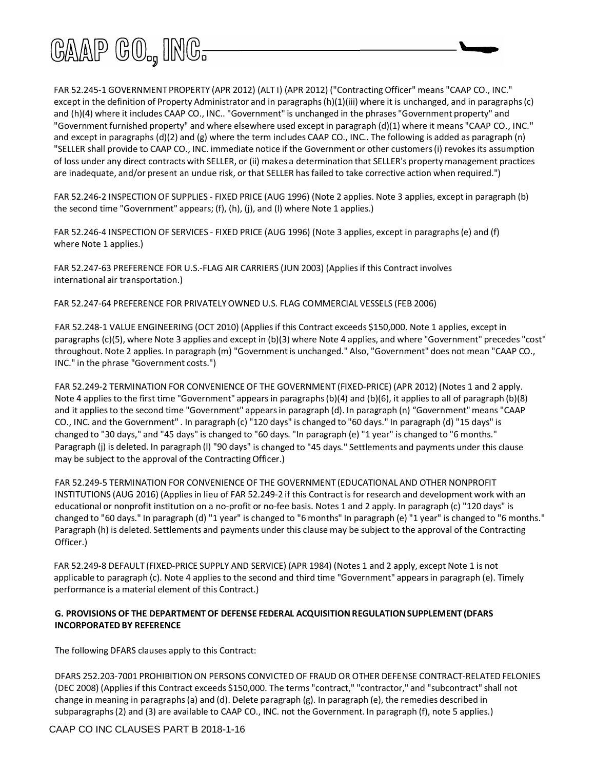FAR 52.245-1 GOVERNMENT PROPERTY (APR 2012) (ALT I) (APR 2012) ("Contracting Officer" means "CAAP CO., INC." except in the definition of Property Administrator and in paragraphs (h)(1)(iii) where it is unchanged, and in paragraphs (c) and (h)(4) where it includes CAAP CO., INC.. "Government" is unchanged in the phrases "Government property" and "Government furnished property" and where elsewhere used except in paragraph (d)(1) where it means "CAAP CO., INC." and except in paragraphs (d)(2) and (g) where the term includes CAAP CO., INC.. The following is added as paragraph (n) "SELLER shall provide to CAAP CO., INC. immediate notice if the Government or other customers (i) revokes its assumption of loss under any direct contracts with SELLER, or (ii) makes a determination that SELLER's property management practices are inadequate, and/or present an undue risk, or that SELLER has failed to take corrective action when required.")

FAR 52.246-2 INSPECTION OF SUPPLIES - FIXED PRICE (AUG 1996) (Note 2 applies. Note 3 applies, except in paragraph (b) the second time "Government" appears; (f), (h), (j), and (l) where Note 1 applies.)

FAR 52.246-4 INSPECTION OF SERVICES - FIXED PRICE (AUG 1996) (Note 3 applies, except in paragraphs (e) and (f) where Note 1 applies.)

FAR 52.247-63 PREFERENCE FOR U.S.-FLAG AIR CARRIERS (JUN 2003) (Applies if this Contract involves international air transportation.)

FAR 52.247-64 PREFERENCE FOR PRIVATELY OWNED U.S. FLAG COMMERCIAL VESSELS (FEB 2006)

FAR 52.248-1 VALUE ENGINEERING (OCT 2010) (Applies if this Contract exceeds $150,000. Note 1 applies, except in paragraphs (c)(5), where Note 3 applies and except in (b)(3) where Note 4 applies, and where "Government" precedes "cost" throughout. Note 2 applies. In paragraph (m) "Government is unchanged." Also, "Government" does not mean "CAAP CO., INC." in the phrase "Government costs.")

FAR 52.249-2 TERMINATION FOR CONVENIENCE OF THE GOVERNMENT (FIXED-PRICE) (APR 2012) (Notes 1 and 2 apply. Note 4 applies to the first time "Government" appears in paragraphs (b)(4) and (b)(6), it applies to all of paragraph (b)(8) and it applies to the second time "Government" appears in paragraph (d). In paragraph (n) "Government" means "CAAP CO., INC. and the Government" . In paragraph (c) "120 days" is changed to "60 days." In paragraph (d) "15 days" is changed to "30 days," and "45 days" is changed to "60 days. "In paragraph (e) "1 year" is changed to "6 months." Paragraph (j) is deleted. In paragraph (l) "90 days" is changed to "45 days." Settlements and payments under this clause may be subject to the approval of the Contracting Officer.)

FAR 52.249-5 TERMINATION FOR CONVENIENCE OF THE GOVERNMENT (EDUCATIONAL AND OTHER NONPROFIT INSTITUTIONS (AUG 2016) (Applies in lieu of FAR 52.249-2 if this Contract is for research and development work with an educational or nonprofit institution on a no-profit or no-fee basis. Notes 1 and 2 apply. In paragraph (c) "120 days" is changed to "60 days." In paragraph (d) "1 year" is changed to "6 months" In paragraph (e) "1 year" is changed to "6 months." Paragraph (h) is deleted. Settlements and payments under this clause may be subject to the approval of the Contracting Officer.)

FAR 52.249-8 DEFAULT (FIXED-PRICE SUPPLY AND SERVICE) (APR 1984) (Notes 1 and 2 apply, except Note 1 is not applicable to paragraph (c). Note 4 applies to the second and third time "Government" appears in paragraph (e). Timely performance is a material element of this Contract.)

**G. PROVISIONS OF THE DEPARTMENT OF DEFENSE FEDERAL ACQUISITION REGULATION SUPPLEMENT (DFARS INCORPORATED BY REFERENCE**

The following DFARS clauses apply to this Contract:

DFARS 252.203-7001 PROHIBITION ON PERSONS CONVICTED OF FRAUD OR OTHER DEFENSE CONTRACT-RELATED FELONIES (DEC 2008) (Applies if this Contract exceeds $150,000. The terms "contract," "contractor," and "subcontract" shall not change in meaning in paragraphs (a) and (d). Delete paragraph (g). In paragraph (e), the remedies described in subparagraphs (2) and (3) are available to CAAP CO., INC. not the Government. In paragraph (f), note 5 applies.)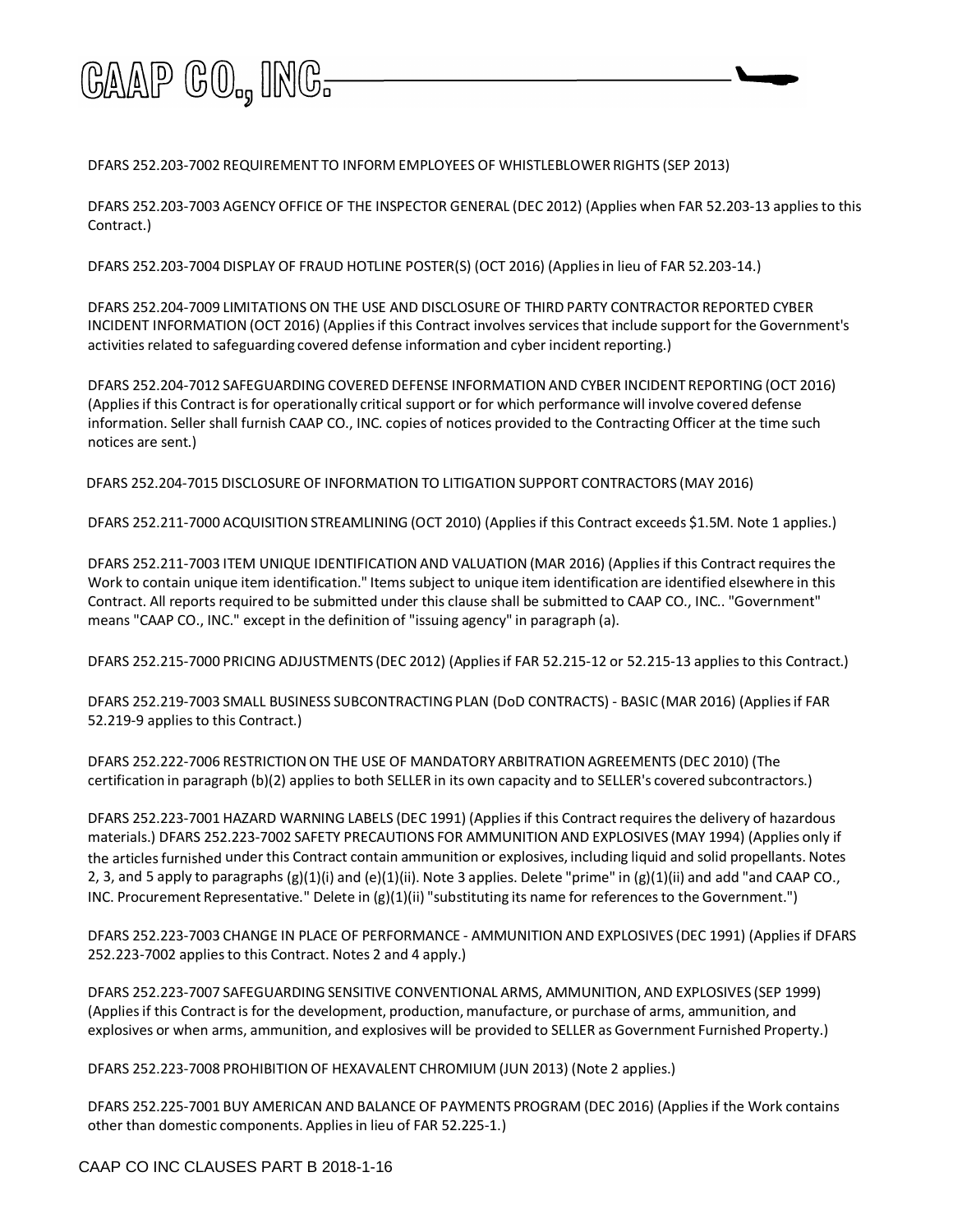DFARS 252.203-7002 REQUIREMENT TO INFORM EMPLOYEES OF WHISTLEBLOWER RIGHTS (SEP 2013)

DFARS 252.203-7003 AGENCY OFFICE OF THE INSPECTOR GENERAL (DEC 2012) (Applies when FAR 52.203-13 applies to this Contract.)

DFARS 252.203-7004 DISPLAY OF FRAUD HOTLINE POSTER(S) (OCT 2016) (Applies in lieu of FAR 52.203-14.)

DFARS 252.204-7009 LIMITATIONS ON THE USE AND DISCLOSURE OF THIRD PARTY CONTRACTOR REPORTED CYBER INCIDENT INFORMATION (OCT 2016) (Applies if this Contract involves services that include support for the Government's activities related to safeguarding covered defense information and cyber incident reporting.)

DFARS 252.204-7012 SAFEGUARDING COVERED DEFENSE INFORMATION AND CYBER INCIDENT REPORTING (OCT 2016) (Applies if this Contract is for operationally critical support or for which performance will involve covered defense information. Seller shall furnish CAAP CO., INC. copies of notices provided to the Contracting Officer at the time such notices are sent.)

DFARS 252.204-7015 DISCLOSURE OF INFORMATION TO LITIGATION SUPPORT CONTRACTORS (MAY 2016)

DFARS 252.211-7000 ACQUISITION STREAMLINING (OCT 2010) (Applies if this Contract exceeds $1.5M. Note 1 applies.)

DFARS 252.211-7003 ITEM UNIQUE IDENTIFICATION AND VALUATION (MAR 2016) (Applies if this Contract requires the Work to contain unique item identification." Items subject to unique item identification are identified elsewhere in this Contract. All reports required to be submitted under this clause shall be submitted to CAAP CO., INC.. "Government" means "CAAP CO., INC." except in the definition of "issuing agency" in paragraph (a).

DFARS 252.215-7000 PRICING ADJUSTMENTS (DEC 2012) (Applies if FAR 52.215-12 or 52.215-13 applies to this Contract.)

DFARS 252.219-7003 SMALL BUSINESS SUBCONTRACTING PLAN (DoD CONTRACTS) - BASIC (MAR 2016) (Applies if FAR 52.219-9 applies to this Contract.)

DFARS 252.222-7006 RESTRICTION ON THE USE OF MANDATORY ARBITRATION AGREEMENTS (DEC 2010) (The certification in paragraph (b)(2) applies to both SELLER in its own capacity and to SELLER's covered subcontractors.)

DFARS 252.223-7001 HAZARD WARNING LABELS (DEC 1991) (Applies if this Contract requires the delivery of hazardous materials.) DFARS 252.223-7002 SAFETY PRECAUTIONS FOR AMMUNITION AND EXPLOSIVES (MAY 1994) (Applies only if the articles furnished under this Contract contain ammunition or explosives, including liquid and solid propellants. Notes 2, 3, and 5 apply to paragraphs (g)(1)(i) and (e)(1)(ii). Note 3 applies. Delete "prime" in (g)(1)(ii) and add "and CAAP CO., INC. Procurement Representative." Delete in (g)(1)(ii) "substituting its name for references to the Government.")

DFARS 252.223-7003 CHANGE IN PLACE OF PERFORMANCE - AMMUNITION AND EXPLOSIVES (DEC 1991) (Applies if DFARS 252.223-7002 applies to this Contract. Notes 2 and 4 apply.)

DFARS 252.223-7007 SAFEGUARDING SENSITIVE CONVENTIONAL ARMS, AMMUNITION, AND EXPLOSIVES (SEP 1999) (Applies if this Contract is for the development, production, manufacture, or purchase of arms, ammunition, and explosives or when arms, ammunition, and explosives will be provided to SELLER as Government Furnished Property.)

DFARS 252.223-7008 PROHIBITION OF HEXAVALENT CHROMIUM (JUN 2013) (Note 2 applies.)

DFARS 252.225-7001 BUY AMERICAN AND BALANCE OF PAYMENTS PROGRAM (DEC 2016) (Applies if the Work contains other than domestic components. Applies in lieu of FAR 52.225-1.)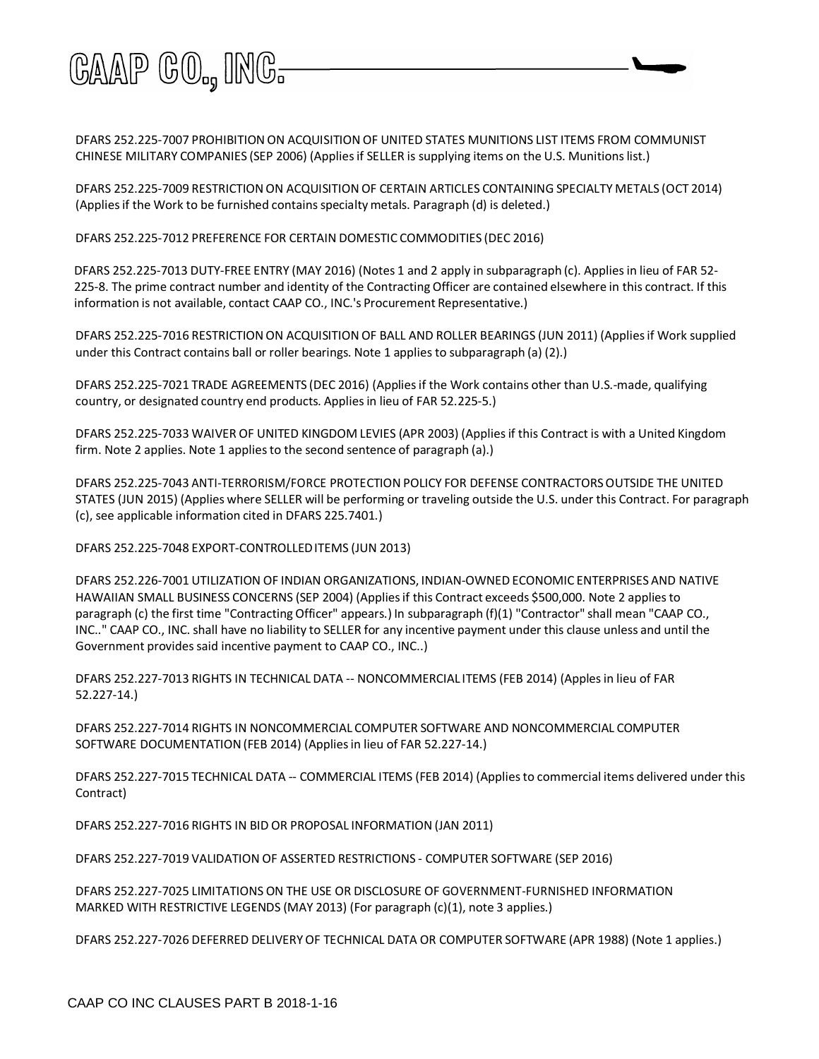DFARS 252.225-7007 PROHIBITION ON ACQUISITION OF UNITED STATES MUNITIONS LIST ITEMS FROM COMMUNIST CHINESE MILITARY COMPANIES (SEP 2006) (Applies if SELLER is supplying items on the U.S. Munitions list.)

DFARS 252.225-7009 RESTRICTION ON ACQUISITION OF CERTAIN ARTICLES CONTAINING SPECIALTY METALS (OCT 2014) (Applies if the Work to be furnished contains specialty metals. Paragraph (d) is deleted.)

DFARS 252.225-7012 PREFERENCE FOR CERTAIN DOMESTIC COMMODITIES (DEC 2016)

DFARS 252.225-7013 DUTY-FREE ENTRY (MAY 2016) (Notes 1 and 2 apply in subparagraph (c). Applies in lieu of FAR 52-225-8. The prime contract number and identity of the Contracting Officer are contained elsewhere in this contract. If this information is not available, contact CAAP CO., INC.'s Procurement Representative.)

DFARS 252.225-7016 RESTRICTION ON ACQUISITION OF BALL AND ROLLER BEARINGS (JUN 2011) (Applies if Work supplied under this Contract contains ball or roller bearings. Note 1 applies to subparagraph (a) (2).)

DFARS 252.225-7021 TRADE AGREEMENTS (DEC 2016) (Applies if the Work contains other than U.S.-made, qualifying country, or designated country end products. Applies in lieu of FAR 52.225-5.)

DFARS 252.225-7033 WAIVER OF UNITED KINGDOM LEVIES (APR 2003) (Applies if this Contract is with a United Kingdom firm. Note 2 applies. Note 1 applies to the second sentence of paragraph (a).)

DFARS 252.225-7043 ANTI-TERRORISM/FORCE PROTECTION POLICY FOR DEFENSE CONTRACTORS OUTSIDE THE UNITED STATES (JUN 2015) (Applies where SELLER will be performing or traveling outside the U.S. under this Contract. For paragraph (c), see applicable information cited in DFARS 225.7401.)

DFARS 252.225-7048 EXPORT-CONTROLLED ITEMS (JUN 2013)

DFARS 252.226-7001 UTILIZATION OF INDIAN ORGANIZATIONS, INDIAN-OWNED ECONOMIC ENTERPRISES AND NATIVE HAWAIIAN SMALL BUSINESS CONCERNS (SEP 2004) (Applies if this Contract exceeds $500,000. Note 2 applies to paragraph (c) the first time "Contracting Officer" appears.) In subparagraph (f)(1) "Contractor" shall mean "CAAP CO., INC.." CAAP CO., INC. shall have no liability to SELLER for any incentive payment under this clause unless and until the Government provides said incentive payment to CAAP CO., INC..)

DFARS 252.227-7013 RIGHTS IN TECHNICAL DATA -- NONCOMMERCIAL ITEMS (FEB 2014) (Apples in lieu of FAR 52.227-14.)

DFARS 252.227-7014 RIGHTS IN NONCOMMERCIAL COMPUTER SOFTWARE AND NONCOMMERCIAL COMPUTER SOFTWARE DOCUMENTATION (FEB 2014) (Applies in lieu of FAR 52.227-14.)

DFARS 252.227-7015 TECHNICAL DATA -- COMMERCIAL ITEMS (FEB 2014) (Applies to commercial items delivered under this Contract)

DFARS 252.227-7016 RIGHTS IN BID OR PROPOSAL INFORMATION (JAN 2011)

DFARS 252.227-7019 VALIDATION OF ASSERTED RESTRICTIONS - COMPUTER SOFTWARE (SEP 2016)

DFARS 252.227-7025 LIMITATIONS ON THE USE OR DISCLOSURE OF GOVERNMENT-FURNISHED INFORMATION MARKED WITH RESTRICTIVE LEGENDS (MAY 2013) (For paragraph (c)(1), note 3 applies.)

DFARS 252.227-7026 DEFERRED DELIVERY OF TECHNICAL DATA OR COMPUTER SOFTWARE (APR 1988) (Note 1 applies.)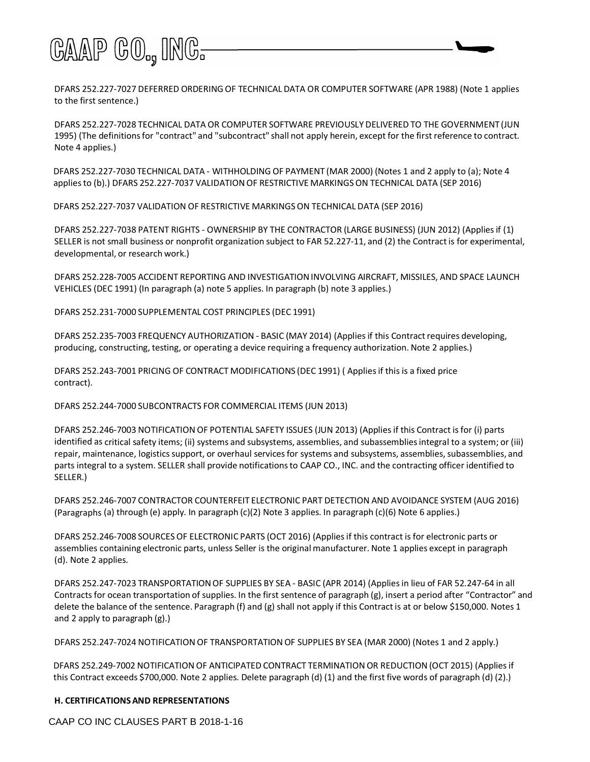DFARS 252.227-7027 DEFERRED ORDERING OF TECHNICAL DATA OR COMPUTER SOFTWARE (APR 1988) (Note 1 applies to the first sentence.)

DFARS 252.227-7028 TECHNICAL DATA OR COMPUTER SOFTWARE PREVIOUSLY DELIVERED TO THE GOVERNMENT (JUN 1995) (The definitions for "contract" and "subcontract" shall not apply herein, except for the first reference to contract. Note 4 applies.)

DFARS 252.227-7030 TECHNICAL DATA - WITHHOLDING OF PAYMENT (MAR 2000) (Notes 1 and 2 apply to (a); Note 4 applies to (b).) DFARS 252.227-7037 VALIDATION OF RESTRICTIVE MARKINGS ON TECHNICAL DATA (SEP 2016)

DFARS 252.227-7037 VALIDATION OF RESTRICTIVE MARKINGS ON TECHNICAL DATA (SEP 2016)

DFARS 252.227-7038 PATENT RIGHTS - OWNERSHIP BY THE CONTRACTOR (LARGE BUSINESS) (JUN 2012) (Applies if (1) SELLER is not small business or nonprofit organization subject to FAR 52.227-11, and (2) the Contract is for experimental, developmental, or research work.)

DFARS 252.228-7005 ACCIDENT REPORTING AND INVESTIGATION INVOLVING AIRCRAFT, MISSILES, AND SPACE LAUNCH VEHICLES (DEC 1991) (In paragraph (a) note 5 applies. In paragraph (b) note 3 applies.)

DFARS 252.231-7000 SUPPLEMENTAL COST PRINCIPLES (DEC 1991)

DFARS 252.235-7003 FREQUENCY AUTHORIZATION - BASIC (MAY 2014) (Applies if this Contract requires developing, producing, constructing, testing, or operating a device requiring a frequency authorization. Note 2 applies.)

DFARS 252.243-7001 PRICING OF CONTRACT MODIFICATIONS (DEC 1991) ( Applies if this is a fixed price contract).

DFARS 252.244-7000 SUBCONTRACTS FOR COMMERCIAL ITEMS (JUN 2013)

DFARS 252.246-7003 NOTIFICATION OF POTENTIAL SAFETY ISSUES (JUN 2013) (Applies if this Contract is for (i) parts identified as critical safety items; (ii) systems and subsystems, assemblies, and subassemblies integral to a system; or (iii) repair, maintenance, logistics support, or overhaul services for systems and subsystems, assemblies, subassemblies, and parts integral to a system. SELLER shall provide notifications to CAAP CO., INC. and the contracting officer identified to SELLER.)

DFARS 252.246-7007 CONTRACTOR COUNTERFEIT ELECTRONIC PART DETECTION AND AVOIDANCE SYSTEM (AUG 2016) (Paragraphs (a) through (e) apply. In paragraph (c)(2) Note 3 applies. In paragraph (c)(6) Note 6 applies.)

DFARS 252.246-7008 SOURCES OF ELECTRONIC PARTS (OCT 2016) (Applies if this contract is for electronic parts or assemblies containing electronic parts, unless Seller is the original manufacturer. Note 1 applies except in paragraph (d). Note 2 applies.

DFARS 252.247-7023 TRANSPORTATION OF SUPPLIES BY SEA - BASIC (APR 2014) (Applies in lieu of FAR 52.247-64 in all Contracts for ocean transportation of supplies. In the first sentence of paragraph (g), insert a period after “Contractor” and delete the balance of the sentence. Paragraph (f) and (g) shall not apply if this Contract is at or below $150,000. Notes 1 and 2 apply to paragraph (g).)

DFARS 252.247-7024 NOTIFICATION OF TRANSPORTATION OF SUPPLIES BY SEA (MAR 2000) (Notes 1 and 2 apply.)

DFARS 252.249-7002 NOTIFICATION OF ANTICIPATED CONTRACT TERMINATION OR REDUCTION (OCT 2015) (Applies if this Contract exceeds $700,000. Note 2 applies. Delete paragraph (d) (1) and the first five words of paragraph (d) (2).)

**H. CERTIFICATIONS AND REPRESENTATIONS**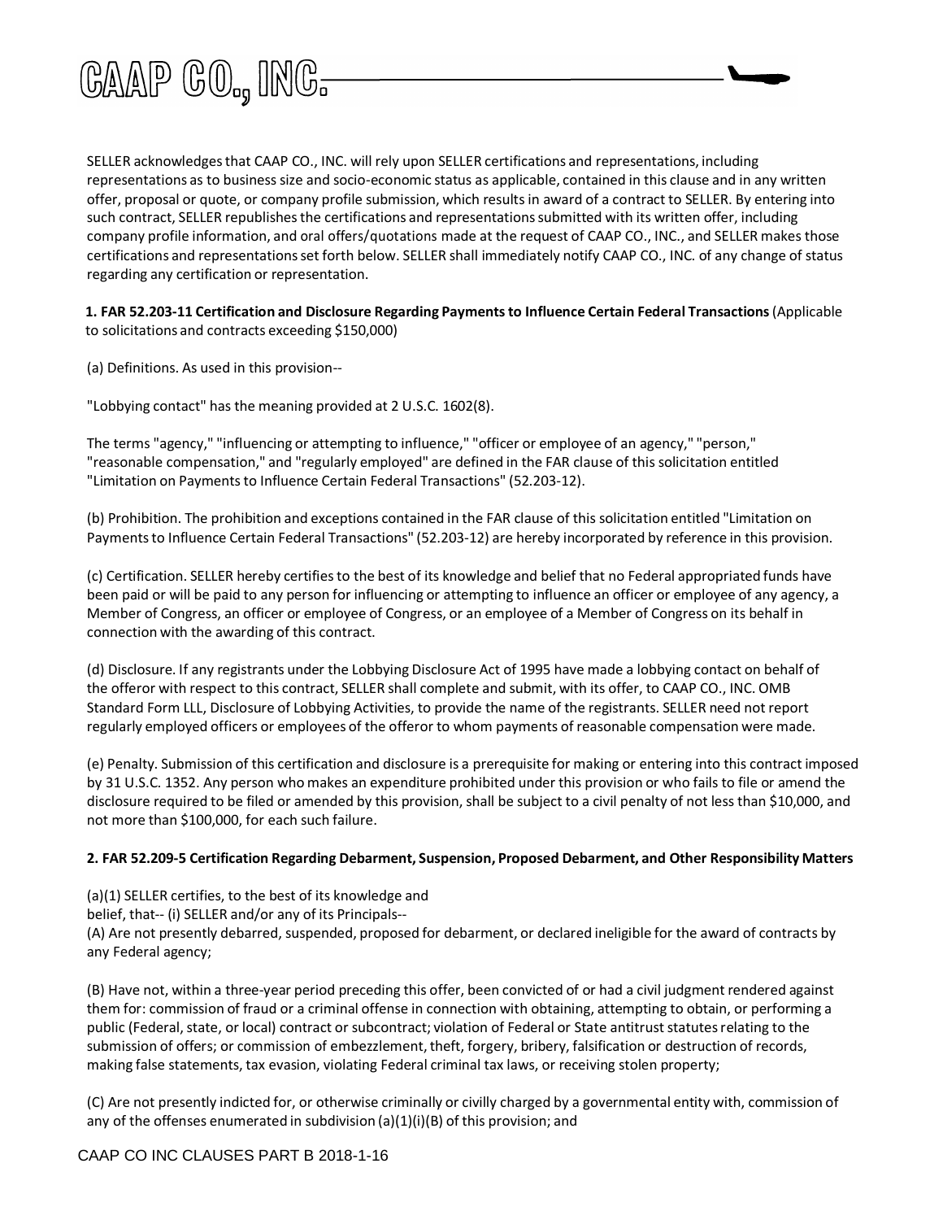SELLER acknowledges that CAAP CO., INC. will rely upon SELLER certifications and representations, including representations as to business size and socio-economic status as applicable, contained in this clause and in any written offer, proposal or quote, or company profile submission, which results in award of a contract to SELLER. By entering into such contract, SELLER republishes the certifications and representations submitted with its written offer, including company profile information, and oral offers/quotations made at the request of CAAP CO., INC., and SELLER makes those certifications and representations set forth below. SELLER shall immediately notify CAAP CO., INC. of any change of status regarding any certification or representation.

**1. FAR 52.203-11 Certification and Disclosure Regarding Payments to Influence Certain Federal Transactions** (Applicable to solicitations and contracts exceeding $150,000)

(a) Definitions. As used in this provision--

"Lobbying contact" has the meaning provided at 2 U.S.C. 1602(8).

The terms "agency," "influencing or attempting to influence," "officer or employee of an agency," "person," "reasonable compensation," and "regularly employed" are defined in the FAR clause of this solicitation entitled "Limitation on Payments to Influence Certain Federal Transactions" (52.203-12).

(b) Prohibition. The prohibition and exceptions contained in the FAR clause of this solicitation entitled "Limitation on Payments to Influence Certain Federal Transactions" (52.203-12) are hereby incorporated by reference in this provision.

(c) Certification. SELLER hereby certifies to the best of its knowledge and belief that no Federal appropriated funds have been paid or will be paid to any person for influencing or attempting to influence an officer or employee of any agency, a Member of Congress, an officer or employee of Congress, or an employee of a Member of Congress on its behalf in connection with the awarding of this contract.

(d) Disclosure. If any registrants under the Lobbying Disclosure Act of 1995 have made a lobbying contact on behalf of the offeror with respect to this contract, SELLER shall complete and submit, with its offer, to CAAP CO., INC. OMB Standard Form LLL, Disclosure of Lobbying Activities, to provide the name of the registrants. SELLER need not report regularly employed officers or employees of the offeror to whom payments of reasonable compensation were made.

(e) Penalty. Submission of this certification and disclosure is a prerequisite for making or entering into this contract imposed by 31 U.S.C. 1352. Any person who makes an expenditure prohibited under this provision or who fails to file or amend the disclosure required to be filed or amended by this provision, shall be subject to a civil penalty of not less than $10,000, and not more than $100,000, for each such failure.

**2. FAR 52.209-5 Certification Regarding Debarment, Suspension, Proposed Debarment, and Other Responsibility Matters**

(a)(1) SELLER certifies, to the best of its knowledge and belief, that-- (i) SELLER and/or any of its Principals--

(A) Are not presently debarred, suspended, proposed for debarment, or declared ineligible for the award of contracts by any Federal agency;

(B) Have not, within a three-year period preceding this offer, been convicted of or had a civil judgment rendered against them for: commission of fraud or a criminal offense in connection with obtaining, attempting to obtain, or performing a public (Federal, state, or local) contract or subcontract; violation of Federal or State antitrust statutes relating to the submission of offers; or commission of embezzlement, theft, forgery, bribery, falsification or destruction of records, making false statements, tax evasion, violating Federal criminal tax laws, or receiving stolen property;

(C) Are not presently indicted for, or otherwise criminally or civilly charged by a governmental entity with, commission of any of the offenses enumerated in subdivision (a)(1)(i)(B) of this provision; and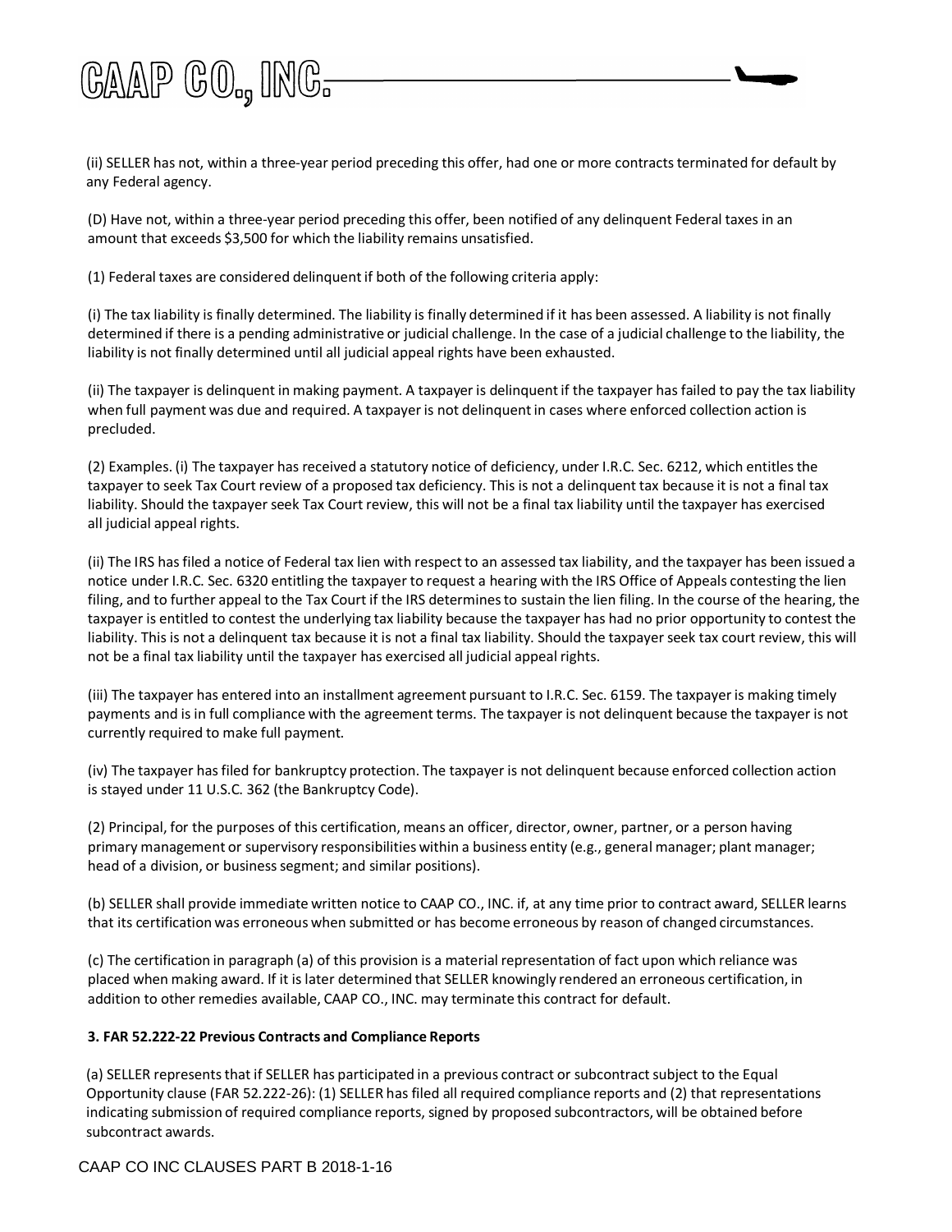(ii) SELLER has not, within a three-year period preceding this offer, had one or more contracts terminated for default by any Federal agency.

(D) Have not, within a three-year period preceding this offer, been notified of any delinquent Federal taxes in an amount that exceeds $3,500 for which the liability remains unsatisfied.

(1) Federal taxes are considered delinquent if both of the following criteria apply:

(i) The tax liability is finally determined. The liability is finally determined if it has been assessed. A liability is not finally determined if there is a pending administrative or judicial challenge. In the case of a judicial challenge to the liability, the liability is not finally determined until all judicial appeal rights have been exhausted.

(ii) The taxpayer is delinquent in making payment. A taxpayer is delinquent if the taxpayer has failed to pay the tax liability when full payment was due and required. A taxpayer is not delinquent in cases where enforced collection action is precluded.

(2) Examples. (i) The taxpayer has received a statutory notice of deficiency, under I.R.C. Sec. 6212, which entitles the taxpayer to seek Tax Court review of a proposed tax deficiency. This is not a delinquent tax because it is not a final tax liability. Should the taxpayer seek Tax Court review, this will not be a final tax liability until the taxpayer has exercised all judicial appeal rights.

(ii) The IRS has filed a notice of Federal tax lien with respect to an assessed tax liability, and the taxpayer has been issued a notice under I.R.C. Sec. 6320 entitling the taxpayer to request a hearing with the IRS Office of Appeals contesting the lien filing, and to further appeal to the Tax Court if the IRS determines to sustain the lien filing. In the course of the hearing, the taxpayer is entitled to contest the underlying tax liability because the taxpayer has had no prior opportunity to contest the liability. This is not a delinquent tax because it is not a final tax liability. Should the taxpayer seek tax court review, this will not be a final tax liability until the taxpayer has exercised all judicial appeal rights.

(iii) The taxpayer has entered into an installment agreement pursuant to I.R.C. Sec. 6159. The taxpayer is making timely payments and is in full compliance with the agreement terms. The taxpayer is not delinquent because the taxpayer is not currently required to make full payment.

(iv) The taxpayer has filed for bankruptcy protection. The taxpayer is not delinquent because enforced collection action is stayed under 11 U.S.C. 362 (the Bankruptcy Code).

(2) Principal, for the purposes of this certification, means an officer, director, owner, partner, or a person having primary management or supervisory responsibilities within a business entity (e.g., general manager; plant manager; head of a division, or business segment; and similar positions).

(b) SELLER shall provide immediate written notice to CAAP CO., INC. if, at any time prior to contract award, SELLER learns that its certification was erroneous when submitted or has become erroneous by reason of changed circumstances.

(c) The certification in paragraph (a) of this provision is a material representation of fact upon which reliance was placed when making award. If it is later determined that SELLER knowingly rendered an erroneous certification, in addition to other remedies available, CAAP CO., INC. may terminate this contract for default.

**3. FAR 52.222-22 Previous Contracts and Compliance Reports**

(a) SELLER represents that if SELLER has participated in a previous contract or subcontract subject to the Equal Opportunity clause (FAR 52.222-26): (1) SELLER has filed all required compliance reports and (2) that representations indicating submission of required compliance reports, signed by proposed subcontractors, will be obtained before subcontract awards.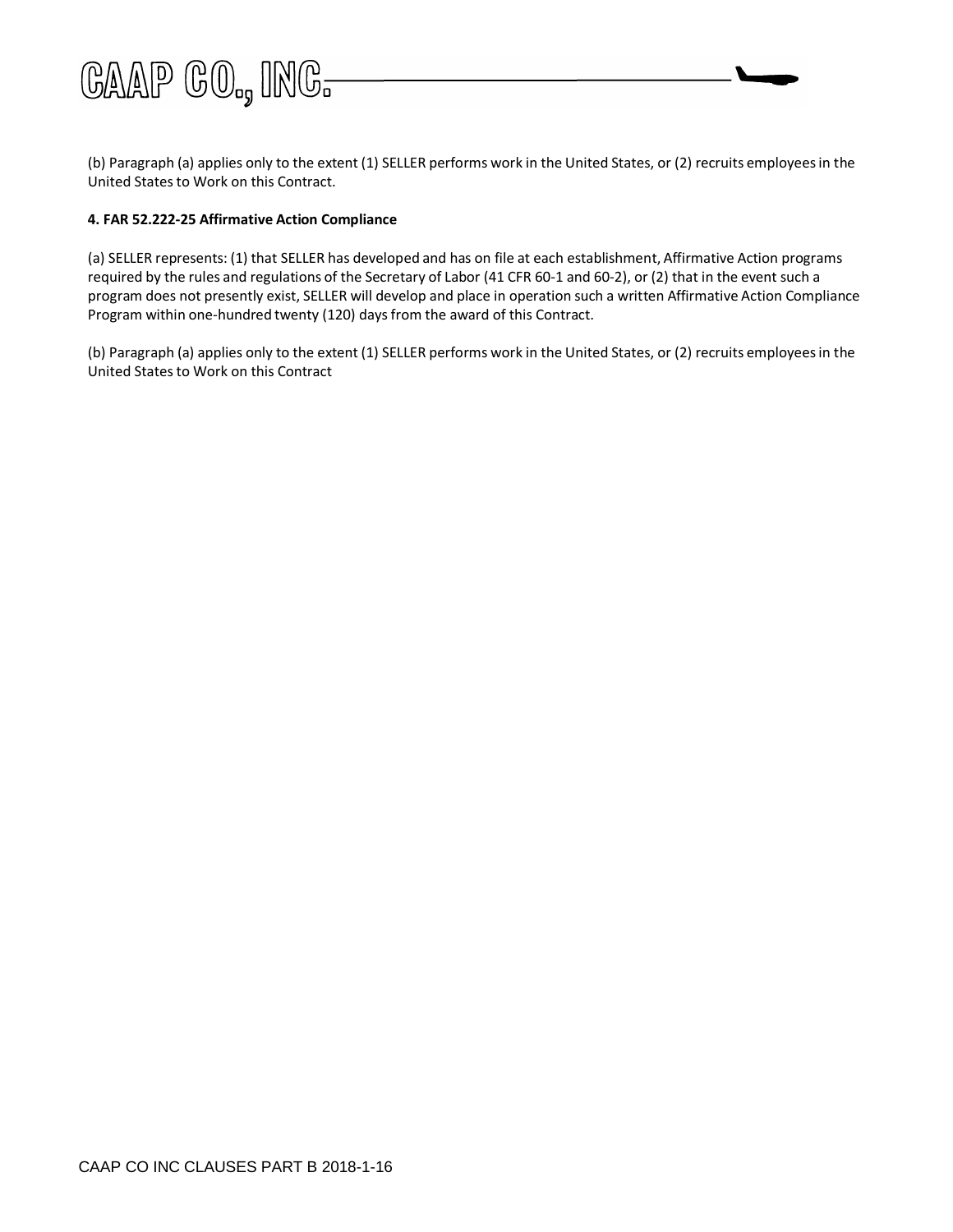(b) Paragraph (a) applies only to the extent (1) SELLER performs work in the United States, or (2) recruits employees in the United States to Work on this Contract.

**4. FAR 52.222-25 Affirmative Action Compliance**

(a) SELLER represents: (1) that SELLER has developed and has on file at each establishment, Affirmative Action programs required by the rules and regulations of the Secretary of Labor (41 CFR 60-1 and 60-2), or (2) that in the event such a program does not presently exist, SELLER will develop and place in operation such a written Affirmative Action Compliance Program within one-hundred twenty (120) days from the award of this Contract.

(b) Paragraph (a) applies only to the extent (1) SELLER performs work in the United States, or (2) recruits employees in the United States to Work on this Contract